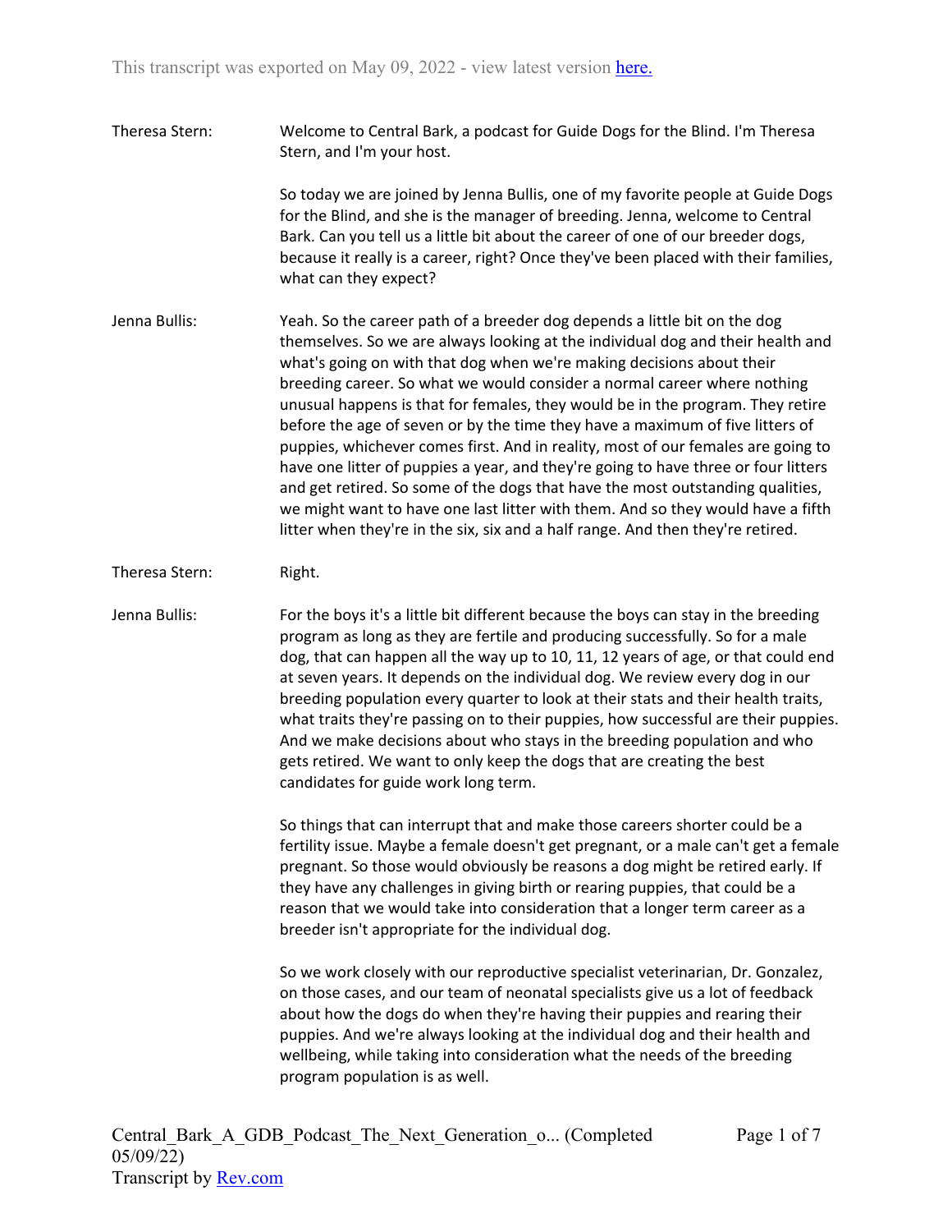Theresa Stern: Welcome to Central Bark, a podcast for Guide Dogs for the Blind. I'm Theresa Stern, and I'm your host.

So today we are joined by Jenna Bullis, one of my favorite people at Guide Dogs for the Blind, and she is the manager of breeding. Jenna, welcome to Central Bark. Can you tell us a little bit about the career of one of our breeder dogs, because it really is a career, right? Once they've been placed with their families, what can they expect?

Jenna Bullis: Yeah. So the career path of a breeder dog depends a little bit on the dog themselves. So we are always looking at the individual dog and their health and what's going on with that dog when we're making decisions about their breeding career. So what we would consider a normal career where nothing unusual happens is that for females, they would be in the program. They retire before the age of seven or by the time they have a maximum of five litters of puppies, whichever comes first. And in reality, most of our females are going to have one litter of puppies a year, and they're going to have three or four litters and get retired. So some of the dogs that have the most outstanding qualities, we might want to have one last litter with them. And so they would have a fifth litter when they're in the six, six and a half range. And then they're retired.

Theresa Stern: Right.

Jenna Bullis: For the boys it's a little bit different because the boys can stay in the breeding program as long as they are fertile and producing successfully. So for a male dog, that can happen all the way up to 10, 11, 12 years of age, or that could end at seven years. It depends on the individual dog. We review every dog in our breeding population every quarter to look at their stats and their health traits, what traits they're passing on to their puppies, how successful are their puppies. And we make decisions about who stays in the breeding population and who gets retired. We want to only keep the dogs that are creating the best candidates for guide work long term.

So things that can interrupt that and make those careers shorter could be a fertility issue. Maybe a female doesn't get pregnant, or a male can't get a female pregnant. So those would obviously be reasons a dog might be retired early. If they have any challenges in giving birth or rearing puppies, that could be a reason that we would take into consideration that a longer term career as a breeder isn't appropriate for the individual dog.

So we work closely with our reproductive specialist veterinarian, Dr. Gonzalez, on those cases, and our team of neonatal specialists give us a lot of feedback about how the dogs do when they're having their puppies and rearing their puppies. And we're always looking at the individual dog and their health and wellbeing, while taking into consideration what the needs of the breeding program population is as well.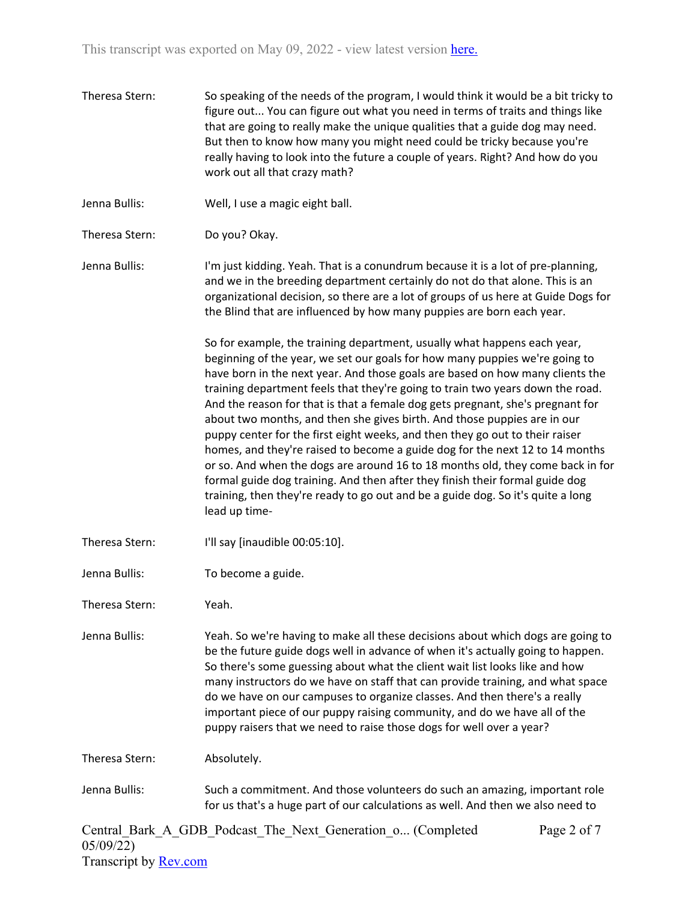Theresa Stern: So speaking of the needs of the program, I would think it would be a bit tricky to figure out... You can figure out what you need in terms of traits and things like that are going to really make the unique qualities that a guide dog may need. But then to know how many you might need could be tricky because you're really having to look into the future a couple of years. Right? And how do you work out all that crazy math?

Jenna Bullis: Well, I use a magic eight ball.

Theresa Stern: Do you? Okay.

Jenna Bullis: I'm just kidding. Yeah. That is a conundrum because it is a lot of pre-planning, and we in the breeding department certainly do not do that alone. This is an organizational decision, so there are a lot of groups of us here at Guide Dogs for the Blind that are influenced by how many puppies are born each year.

So for example, the training department, usually what happens each year, beginning of the year, we set our goals for how many puppies we're going to have born in the next year. And those goals are based on how many clients the training department feels that they're going to train two years down the road. And the reason for that is that a female dog gets pregnant, she's pregnant for about two months, and then she gives birth. And those puppies are in our puppy center for the first eight weeks, and then they go out to their raiser homes, and they're raised to become a guide dog for the next 12 to 14 months or so. And when the dogs are around 16 to 18 months old, they come back in for formal guide dog training. And then after they finish their formal guide dog training, then they're ready to go out and be a guide dog. So it's quite a long lead up time-

Theresa Stern: I'll say [inaudible 00:05:10].

Jenna Bullis: To become a guide.

Theresa Stern: Yeah.

Jenna Bullis: Yeah. So we're having to make all these decisions about which dogs are going to be the future guide dogs well in advance of when it's actually going to happen. So there's some guessing about what the client wait list looks like and how many instructors do we have on staff that can provide training, and what space do we have on our campuses to organize classes. And then there's a really important piece of our puppy raising community, and do we have all of the puppy raisers that we need to raise those dogs for well over a year?

Theresa Stern: Absolutely.

Jenna Bullis: Such a commitment. And those volunteers do such an amazing, important role for us that's a huge part of our calculations as well. And then we also need to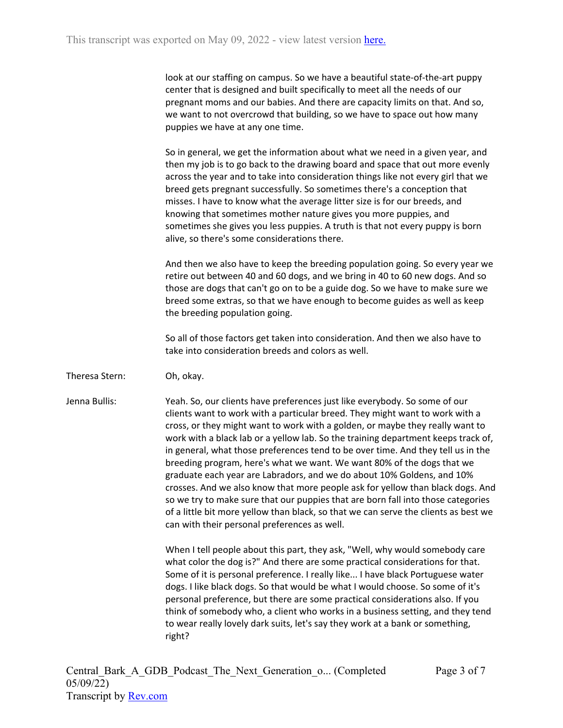look at our staffing on campus. So we have a beautiful state-of-the-art puppy center that is designed and built specifically to meet all the needs of our pregnant moms and our babies. And there are capacity limits on that. And so, we want to not overcrowd that building, so we have to space out how many puppies we have at any one time.

So in general, we get the information about what we need in a given year, and then my job is to go back to the drawing board and space that out more evenly across the year and to take into consideration things like not every girl that we breed gets pregnant successfully. So sometimes there's a conception that misses. I have to know what the average litter size is for our breeds, and knowing that sometimes mother nature gives you more puppies, and sometimes she gives you less puppies. A truth is that not every puppy is born alive, so there's some considerations there.

And then we also have to keep the breeding population going. So every year we retire out between 40 and 60 dogs, and we bring in 40 to 60 new dogs. And so those are dogs that can't go on to be a guide dog. So we have to make sure we breed some extras, so that we have enough to become guides as well as keep the breeding population going.

So all of those factors get taken into consideration. And then we also have to take into consideration breeds and colors as well.

Theresa Stern: Oh, okay.

Jenna Bullis: Yeah. So, our clients have preferences just like everybody. So some of our clients want to work with a particular breed. They might want to work with a cross, or they might want to work with a golden, or maybe they really want to work with a black lab or a yellow lab. So the training department keeps track of, in general, what those preferences tend to be over time. And they tell us in the breeding program, here's what we want. We want 80% of the dogs that we graduate each year are Labradors, and we do about 10% Goldens, and 10% crosses. And we also know that more people ask for yellow than black dogs. And so we try to make sure that our puppies that are born fall into those categories of a little bit more yellow than black, so that we can serve the clients as best we can with their personal preferences as well.

When I tell people about this part, they ask, "Well, why would somebody care what color the dog is?" And there are some practical considerations for that. Some of it is personal preference. I really like... I have black Portuguese water dogs. I like black dogs. So that would be what I would choose. So some of it's personal preference, but there are some practical considerations also. If you think of somebody who, a client who works in a business setting, and they tend to wear really lovely dark suits, let's say they work at a bank or something, right?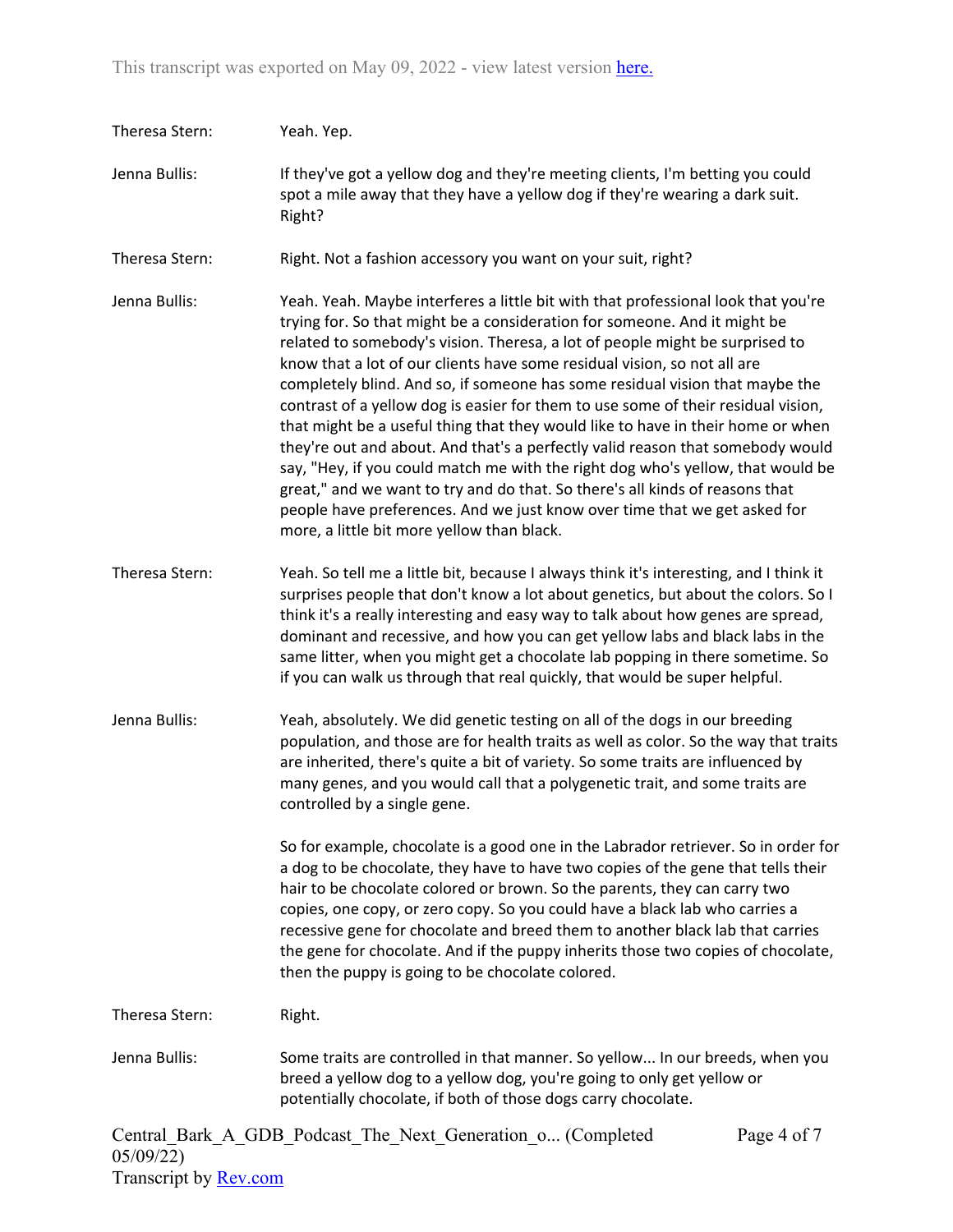Theresa Stern: Yeah. Yep.

Jenna Bullis: If they've got a yellow dog and they're meeting clients, I'm betting you could spot a mile away that they have a yellow dog if they're wearing a dark suit. Right?

Theresa Stern: Right. Not a fashion accessory you want on your suit, right?

Jenna Bullis: Yeah. Yeah. Maybe interferes a little bit with that professional look that you're trying for. So that might be a consideration for someone. And it might be related to somebody's vision. Theresa, a lot of people might be surprised to know that a lot of our clients have some residual vision, so not all are completely blind. And so, if someone has some residual vision that maybe the contrast of a yellow dog is easier for them to use some of their residual vision, that might be a useful thing that they would like to have in their home or when they're out and about. And that's a perfectly valid reason that somebody would say, "Hey, if you could match me with the right dog who's yellow, that would be great," and we want to try and do that. So there's all kinds of reasons that people have preferences. And we just know over time that we get asked for more, a little bit more yellow than black.

Theresa Stern: Yeah. So tell me a little bit, because I always think it's interesting, and I think it surprises people that don't know a lot about genetics, but about the colors. So I think it's a really interesting and easy way to talk about how genes are spread, dominant and recessive, and how you can get yellow labs and black labs in the same litter, when you might get a chocolate lab popping in there sometime. So if you can walk us through that real quickly, that would be super helpful.

Jenna Bullis: Yeah, absolutely. We did genetic testing on all of the dogs in our breeding population, and those are for health traits as well as color. So the way that traits are inherited, there's quite a bit of variety. So some traits are influenced by many genes, and you would call that a polygenetic trait, and some traits are controlled by a single gene.

So for example, chocolate is a good one in the Labrador retriever. So in order for a dog to be chocolate, they have to have two copies of the gene that tells their hair to be chocolate colored or brown. So the parents, they can carry two copies, one copy, or zero copy. So you could have a black lab who carries a recessive gene for chocolate and breed them to another black lab that carries the gene for chocolate. And if the puppy inherits those two copies of chocolate, then the puppy is going to be chocolate colored.

Theresa Stern: Right.

Jenna Bullis: Some traits are controlled in that manner. So yellow... In our breeds, when you breed a yellow dog to a yellow dog, you're going to only get yellow or potentially chocolate, if both of those dogs carry chocolate.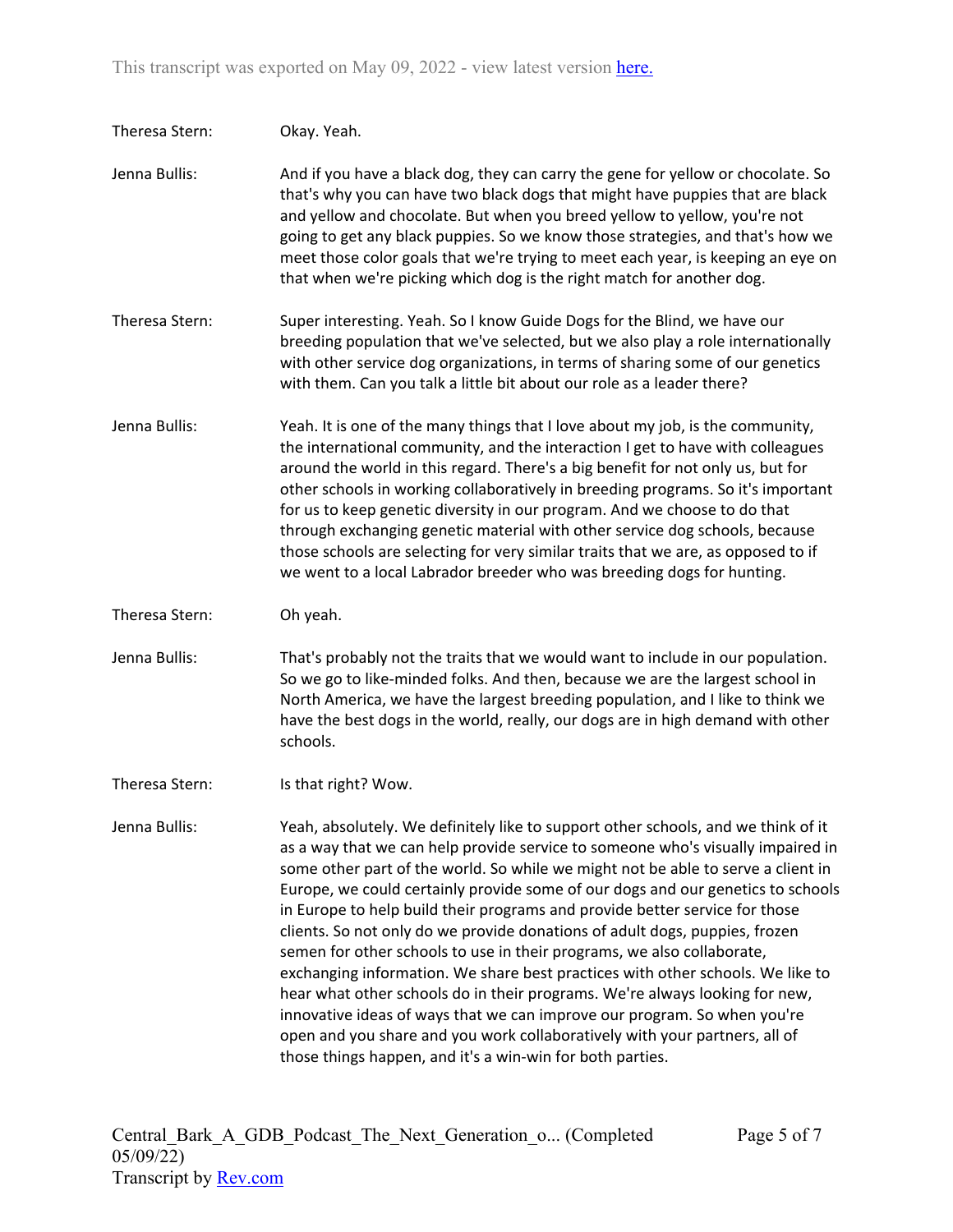Theresa Stern: Okay. Yeah.

Jenna Bullis: And if you have a black dog, they can carry the gene for yellow or chocolate. So that's why you can have two black dogs that might have puppies that are black and yellow and chocolate. But when you breed yellow to yellow, you're not going to get any black puppies. So we know those strategies, and that's how we meet those color goals that we're trying to meet each year, is keeping an eye on that when we're picking which dog is the right match for another dog.

Theresa Stern: Super interesting. Yeah. So I know Guide Dogs for the Blind, we have our breeding population that we've selected, but we also play a role internationally with other service dog organizations, in terms of sharing some of our genetics with them. Can you talk a little bit about our role as a leader there?

Jenna Bullis: Yeah. It is one of the many things that I love about my job, is the community, the international community, and the interaction I get to have with colleagues around the world in this regard. There's a big benefit for not only us, but for other schools in working collaboratively in breeding programs. So it's important for us to keep genetic diversity in our program. And we choose to do that through exchanging genetic material with other service dog schools, because those schools are selecting for very similar traits that we are, as opposed to if we went to a local Labrador breeder who was breeding dogs for hunting.

Theresa Stern: Oh yeah.

Jenna Bullis: That's probably not the traits that we would want to include in our population. So we go to like-minded folks. And then, because we are the largest school in North America, we have the largest breeding population, and I like to think we have the best dogs in the world, really, our dogs are in high demand with other schools.

Theresa Stern: Is that right? Wow.

Jenna Bullis: Yeah, absolutely. We definitely like to support other schools, and we think of it as a way that we can help provide service to someone who's visually impaired in some other part of the world. So while we might not be able to serve a client in Europe, we could certainly provide some of our dogs and our genetics to schools in Europe to help build their programs and provide better service for those clients. So not only do we provide donations of adult dogs, puppies, frozen semen for other schools to use in their programs, we also collaborate, exchanging information. We share best practices with other schools. We like to hear what other schools do in their programs. We're always looking for new, innovative ideas of ways that we can improve our program. So when you're open and you share and you work collaboratively with your partners, all of those things happen, and it's a win-win for both parties.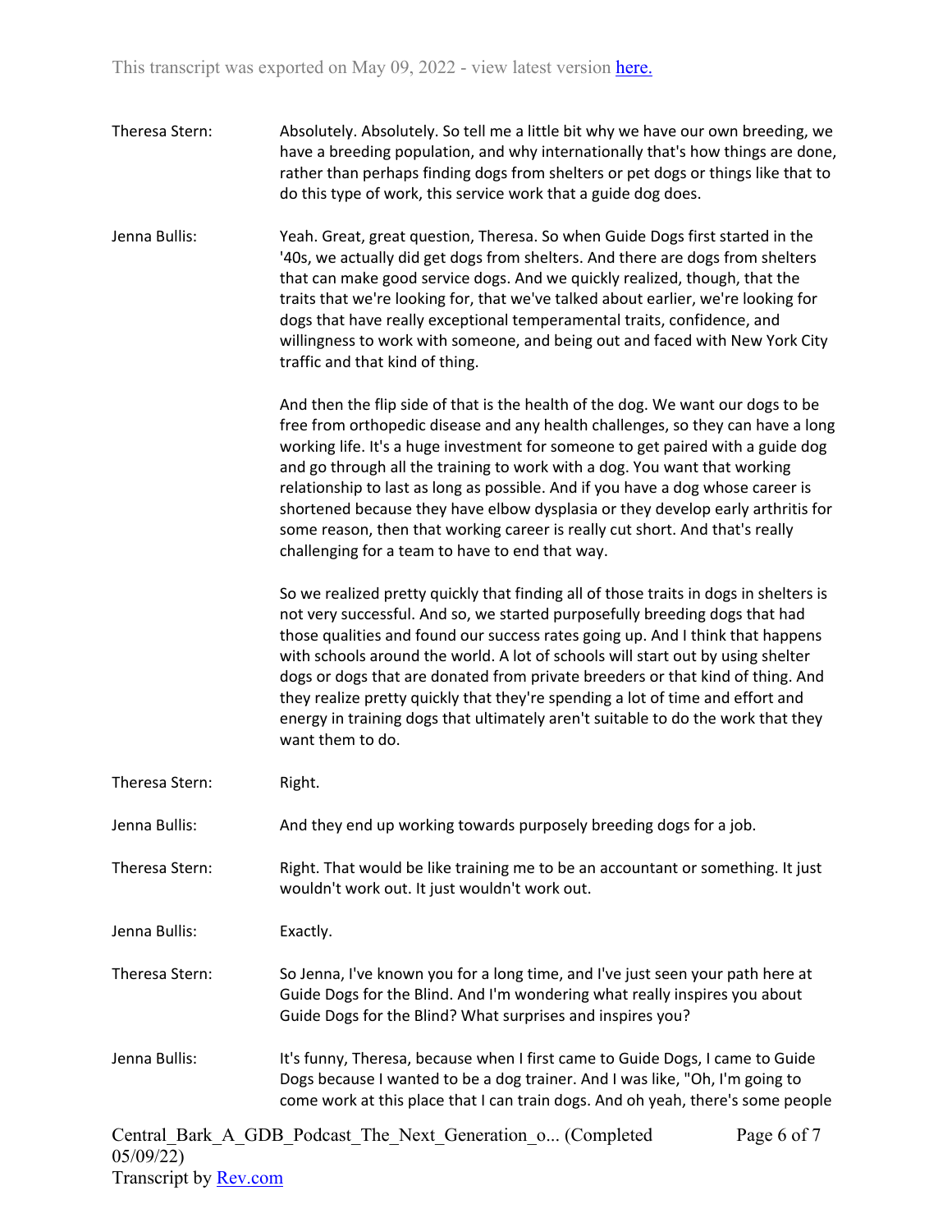Theresa Stern: Absolutely. Absolutely. So tell me a little bit why we have our own breeding, we have a breeding population, and why internationally that's how things are done, rather than perhaps finding dogs from shelters or pet dogs or things like that to do this type of work, this service work that a guide dog does.

Jenna Bullis: Yeah. Great, great question, Theresa. So when Guide Dogs first started in the '40s, we actually did get dogs from shelters. And there are dogs from shelters that can make good service dogs. And we quickly realized, though, that the traits that we're looking for, that we've talked about earlier, we're looking for dogs that have really exceptional temperamental traits, confidence, and willingness to work with someone, and being out and faced with New York City traffic and that kind of thing.

And then the flip side of that is the health of the dog. We want our dogs to be free from orthopedic disease and any health challenges, so they can have a long working life. It's a huge investment for someone to get paired with a guide dog and go through all the training to work with a dog. You want that working relationship to last as long as possible. And if you have a dog whose career is shortened because they have elbow dysplasia or they develop early arthritis for some reason, then that working career is really cut short. And that's really challenging for a team to have to end that way.

So we realized pretty quickly that finding all of those traits in dogs in shelters is not very successful. And so, we started purposefully breeding dogs that had those qualities and found our success rates going up. And I think that happens with schools around the world. A lot of schools will start out by using shelter dogs or dogs that are donated from private breeders or that kind of thing. And they realize pretty quickly that they're spending a lot of time and effort and energy in training dogs that ultimately aren't suitable to do the work that they want them to do.

Theresa Stern: Right.

Jenna Bullis: And they end up working towards purposely breeding dogs for a job.

Theresa Stern: Right. That would be like training me to be an accountant or something. It just wouldn't work out. It just wouldn't work out.

Jenna Bullis: Exactly.

Theresa Stern: So Jenna, I've known you for a long time, and I've just seen your path here at Guide Dogs for the Blind. And I'm wondering what really inspires you about Guide Dogs for the Blind? What surprises and inspires you?

Jenna Bullis: It's funny, Theresa, because when I first came to Guide Dogs, I came to Guide Dogs because I wanted to be a dog trainer. And I was like, "Oh, I'm going to come work at this place that I can train dogs. And oh yeah, there's some people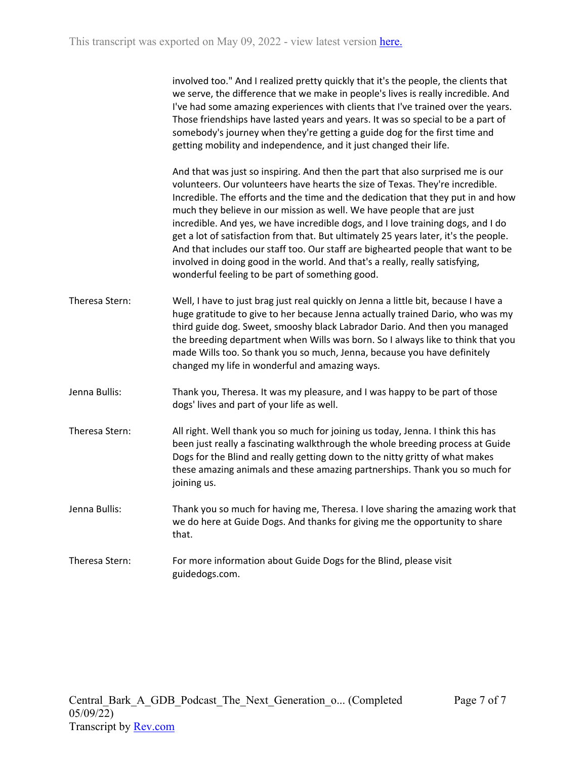involved too." And I realized pretty quickly that it's the people, the clients that we serve, the difference that we make in people's lives is really incredible. And I've had some amazing experiences with clients that I've trained over the years. Those friendships have lasted years and years. It was so special to be a part of somebody's journey when they're getting a guide dog for the first time and getting mobility and independence, and it just changed their life.

And that was just so inspiring. And then the part that also surprised me is our volunteers. Our volunteers have hearts the size of Texas. They're incredible. Incredible. The efforts and the time and the dedication that they put in and how much they believe in our mission as well. We have people that are just incredible. And yes, we have incredible dogs, and I love training dogs, and I do get a lot of satisfaction from that. But ultimately 25 years later, it's the people. And that includes our staff too. Our staff are bighearted people that want to be involved in doing good in the world. And that's a really, really satisfying, wonderful feeling to be part of something good.

Theresa Stern: Well, I have to just brag just real quickly on Jenna a little bit, because I have a huge gratitude to give to her because Jenna actually trained Dario, who was my third guide dog. Sweet, smooshy black Labrador Dario. And then you managed the breeding department when Wills was born. So I always like to think that you made Wills too. So thank you so much, Jenna, because you have definitely changed my life in wonderful and amazing ways.

Jenna Bullis: Thank you, Theresa. It was my pleasure, and I was happy to be part of those dogs' lives and part of your life as well.

Theresa Stern: All right. Well thank you so much for joining us today, Jenna. I think this has been just really a fascinating walkthrough the whole breeding process at Guide Dogs for the Blind and really getting down to the nitty gritty of what makes these amazing animals and these amazing partnerships. Thank you so much for joining us.

Jenna Bullis: Thank you so much for having me, Theresa. I love sharing the amazing work that we do here at Guide Dogs. And thanks for giving me the opportunity to share that.

Theresa Stern: For more information about Guide Dogs for the Blind, please visit guidedogs.com.